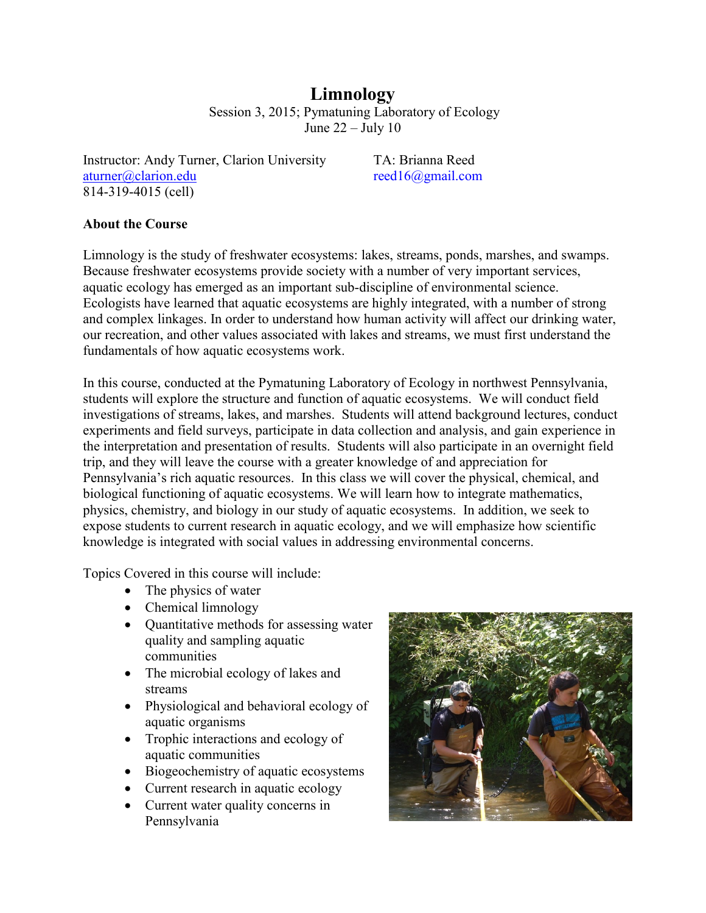# Limnology

Session 3, 2015; Pymatuning Laboratory of Ecology
June 22 – July 10

Instructor: Andy Turner, Clarion University
aturner@clarion.edu
814-319-4015 (cell)

TA: Brianna Reed
reed16@gmail.com

**About the Course**

Limnology is the study of freshwater ecosystems: lakes, streams, ponds, marshes, and swamps. Because freshwater ecosystems provide society with a number of very important services, aquatic ecology has emerged as an important sub-discipline of environmental science. Ecologists have learned that aquatic ecosystems are highly integrated, with a number of strong and complex linkages. In order to understand how human activity will affect our drinking water, our recreation, and other values associated with lakes and streams, we must first understand the fundamentals of how aquatic ecosystems work.

In this course, conducted at the Pymatuning Laboratory of Ecology in northwest Pennsylvania, students will explore the structure and function of aquatic ecosystems. We will conduct field investigations of streams, lakes, and marshes. Students will attend background lectures, conduct experiments and field surveys, participate in data collection and analysis, and gain experience in the interpretation and presentation of results. Students will also participate in an overnight field trip, and they will leave the course with a greater knowledge of and appreciation for Pennsylvania's rich aquatic resources. In this class we will cover the physical, chemical, and biological functioning of aquatic ecosystems. We will learn how to integrate mathematics, physics, chemistry, and biology in our study of aquatic ecosystems. In addition, we seek to expose students to current research in aquatic ecology, and we will emphasize how scientific knowledge is integrated with social values in addressing environmental concerns.

Topics Covered in this course will include:

- The physics of water
- Chemical limnology
- Quantitative methods for assessing water quality and sampling aquatic communities
- The microbial ecology of lakes and streams
- Physiological and behavioral ecology of aquatic organisms
- Trophic interactions and ecology of aquatic communities
- Biogeochemistry of aquatic ecosystems
- Current research in aquatic ecology
- Current water quality concerns in Pennsylvania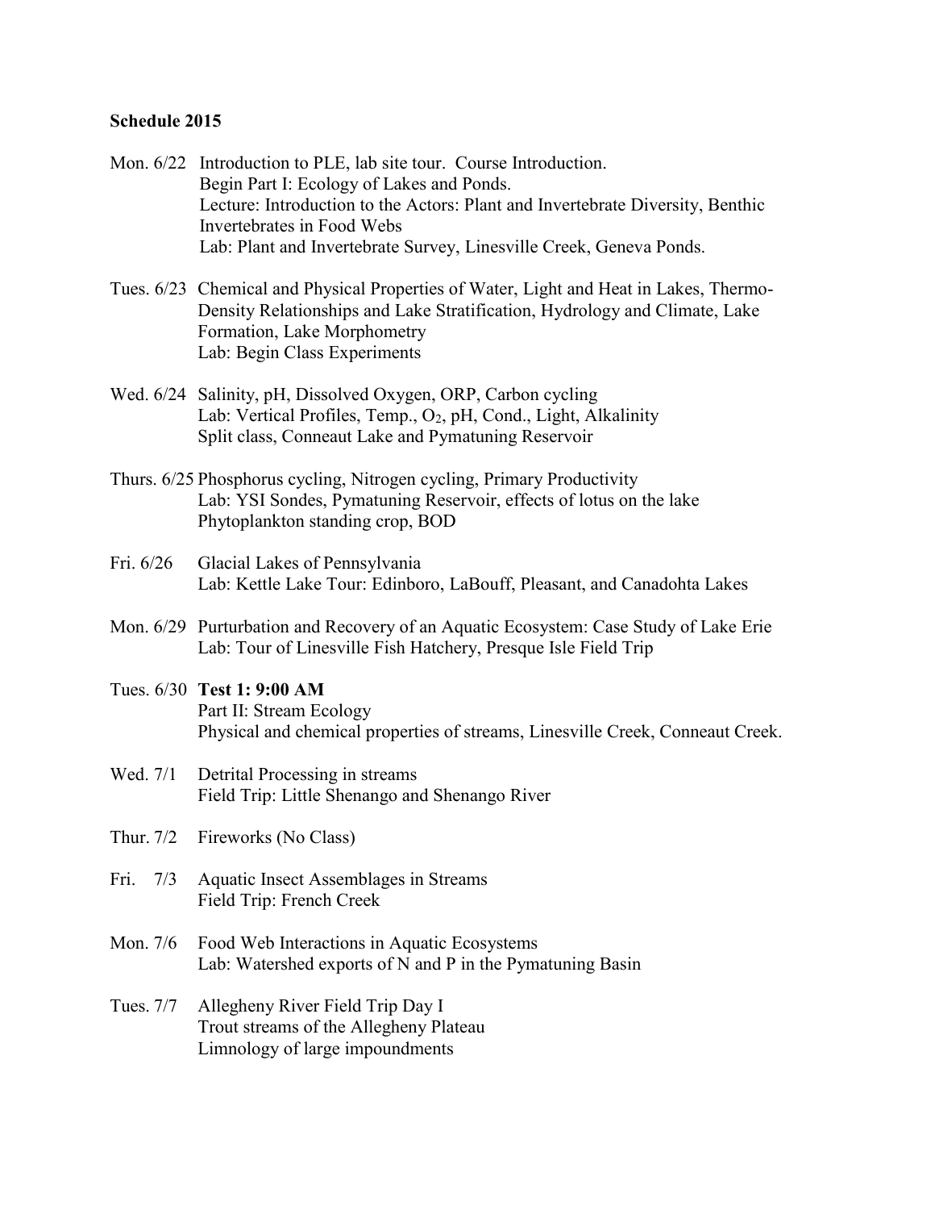**Schedule 2015**

Mon. 6/22 Introduction to PLE, lab site tour. Course Introduction.
Begin Part I: Ecology of Lakes and Ponds.
Lecture: Introduction to the Actors: Plant and Invertebrate Diversity, Benthic Invertebrates in Food Webs
Lab: Plant and Invertebrate Survey, Linesville Creek, Geneva Ponds.

Tues. 6/23 Chemical and Physical Properties of Water, Light and Heat in Lakes, Thermo-Density Relationships and Lake Stratification, Hydrology and Climate, Lake Formation, Lake Morphometry
Lab: Begin Class Experiments

Wed. 6/24 Salinity, pH, Dissolved Oxygen, ORP, Carbon cycling
Lab: Vertical Profiles, Temp., $O_2$, pH, Cond., Light, Alkalinity
Split class, Conneaut Lake and Pymatuning Reservoir

Thurs. 6/25 Phosphorus cycling, Nitrogen cycling, Primary Productivity
Lab: YSI Sondes, Pymatuning Reservoir, effects of lotus on the lake
Phytoplankton standing crop, BOD

Fri. 6/26 Glacial Lakes of Pennsylvania
Lab: Kettle Lake Tour: Edinboro, LaBouff, Pleasant, and Canadohta Lakes

Mon. 6/29 Purturbation and Recovery of an Aquatic Ecosystem: Case Study of Lake Erie
Lab: Tour of Linesville Fish Hatchery, Presque Isle Field Trip

Tues. 6/30 **Test 1: 9:00 AM**
Part II: Stream Ecology
Physical and chemical properties of streams, Linesville Creek, Conneaut Creek.

Wed. 7/1 Detrital Processing in streams
Field Trip: Little Shenango and Shenango River

Thur. 7/2 Fireworks (No Class)

Fri. 7/3 Aquatic Insect Assemblages in Streams
Field Trip: French Creek

Mon. 7/6 Food Web Interactions in Aquatic Ecosystems
Lab: Watershed exports of N and P in the Pymatuning Basin

Tues. 7/7 Allegheny River Field Trip Day I
Trout streams of the Allegheny Plateau
Limnology of large impoundments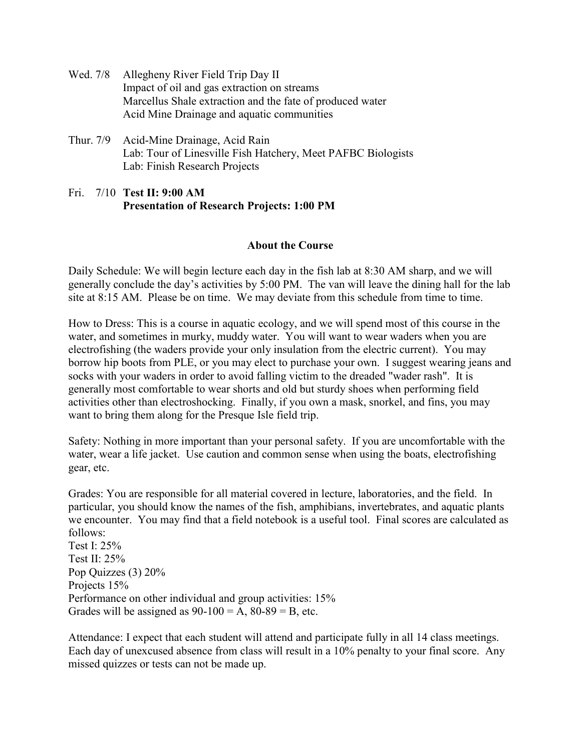Wed. 7/8 Allegheny River Field Trip Day II
Impact of oil and gas extraction on streams
Marcellus Shale extraction and the fate of produced water
Acid Mine Drainage and aquatic communities

Thur. 7/9 Acid-Mine Drainage, Acid Rain
Lab: Tour of Linesville Fish Hatchery, Meet PAFBC Biologists
Lab: Finish Research Projects

Fri. 7/10 **Test II: 9:00 AM**
**Presentation of Research Projects: 1:00 PM**

## About the Course

Daily Schedule: We will begin lecture each day in the fish lab at 8:30 AM sharp, and we will generally conclude the day's activities by 5:00 PM. The van will leave the dining hall for the lab site at 8:15 AM. Please be on time. We may deviate from this schedule from time to time.

How to Dress: This is a course in aquatic ecology, and we will spend most of this course in the water, and sometimes in murky, muddy water. You will want to wear waders when you are electrofishing (the waders provide your only insulation from the electric current). You may borrow hip boots from PLE, or you may elect to purchase your own. I suggest wearing jeans and socks with your waders in order to avoid falling victim to the dreaded "wader rash". It is generally most comfortable to wear shorts and old but sturdy shoes when performing field activities other than electroshocking. Finally, if you own a mask, snorkel, and fins, you may want to bring them along for the Presque Isle field trip.

Safety: Nothing in more important than your personal safety. If you are uncomfortable with the water, wear a life jacket. Use caution and common sense when using the boats, electrofishing gear, etc.

Grades: You are responsible for all material covered in lecture, laboratories, and the field. In particular, you should know the names of the fish, amphibians, invertebrates, and aquatic plants we encounter. You may find that a field notebook is a useful tool. Final scores are calculated as follows:
Test I: 25%
Test II: 25%
Pop Quizzes (3) 20%
Projects 15%
Performance on other individual and group activities: 15%
Grades will be assigned as 90-100 = A, 80-89 = B, etc.

Attendance: I expect that each student will attend and participate fully in all 14 class meetings. Each day of unexcused absence from class will result in a 10% penalty to your final score. Any missed quizzes or tests can not be made up.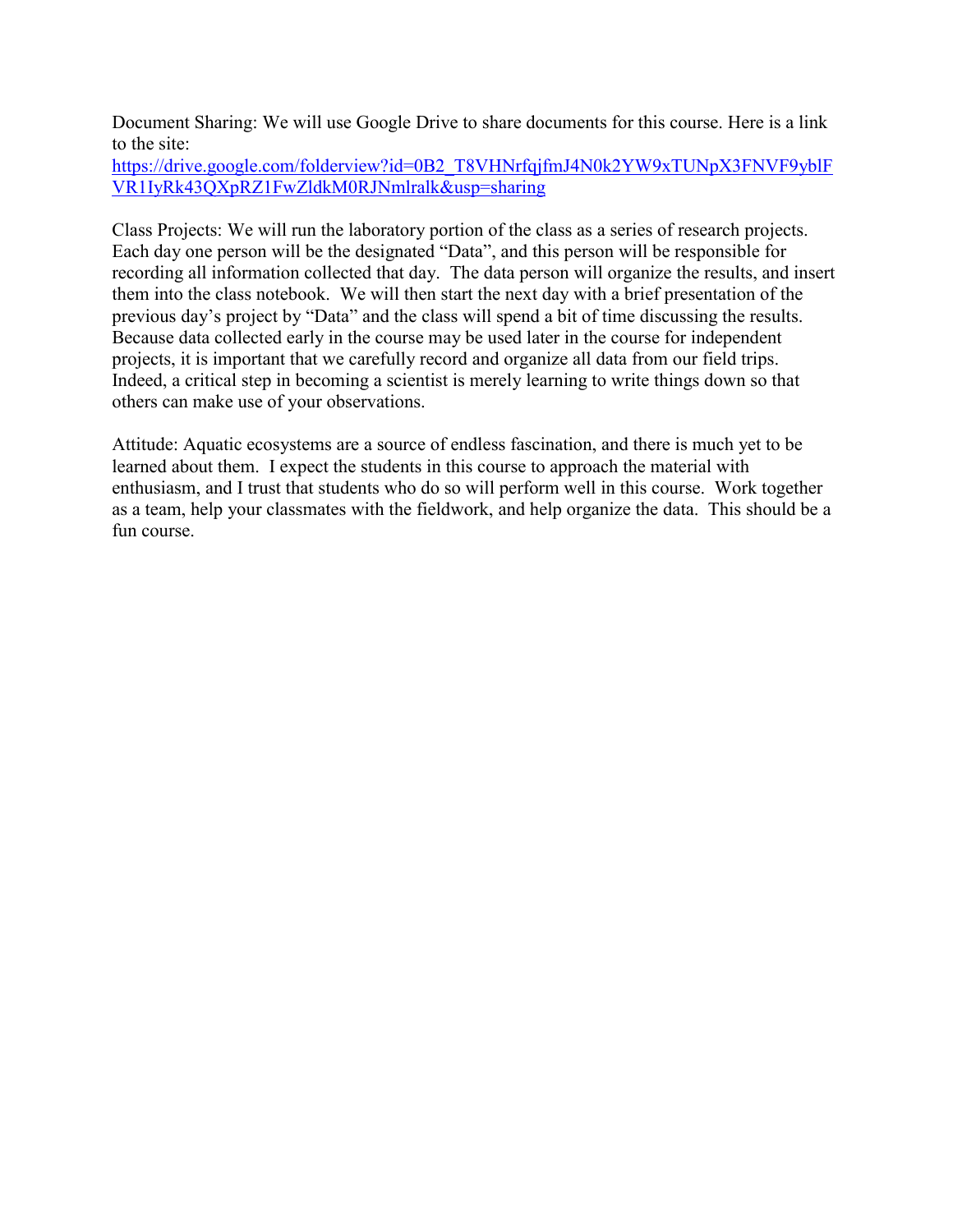Document Sharing: We will use Google Drive to share documents for this course. Here is a link to the site:
https://drive.google.com/folderview?id=0B2_T8VHNrfqjfmJ4N0k2YW9xTUNpX3FNVF9yblFVR1IyRk43QXpRZ1FwZldkM0RJNmlralk&usp=sharing

Class Projects: We will run the laboratory portion of the class as a series of research projects. Each day one person will be the designated "Data", and this person will be responsible for recording all information collected that day. The data person will organize the results, and insert them into the class notebook. We will then start the next day with a brief presentation of the previous day's project by "Data" and the class will spend a bit of time discussing the results. Because data collected early in the course may be used later in the course for independent projects, it is important that we carefully record and organize all data from our field trips. Indeed, a critical step in becoming a scientist is merely learning to write things down so that others can make use of your observations.

Attitude: Aquatic ecosystems are a source of endless fascination, and there is much yet to be learned about them. I expect the students in this course to approach the material with enthusiasm, and I trust that students who do so will perform well in this course. Work together as a team, help your classmates with the fieldwork, and help organize the data. This should be a fun course.